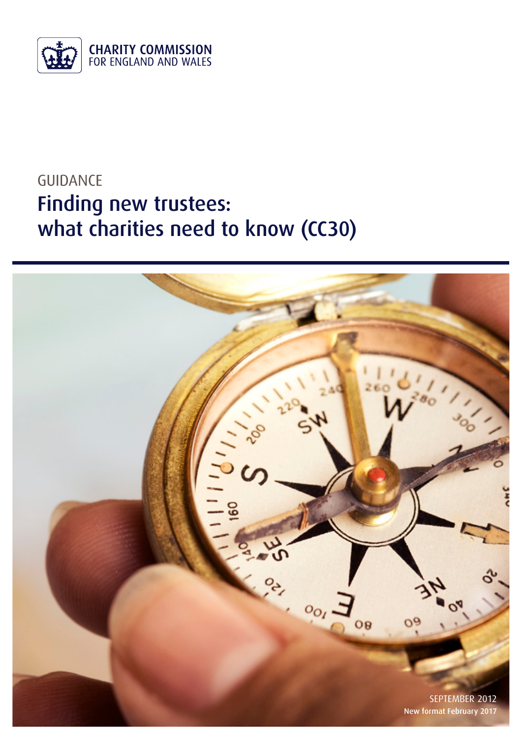CHARITY COMMISSION
FOR ENGLAND AND WALES

GUIDANCE

# Finding new trustees: what charities need to know (CC30)

SEPTEMBER 2012

New format February 2017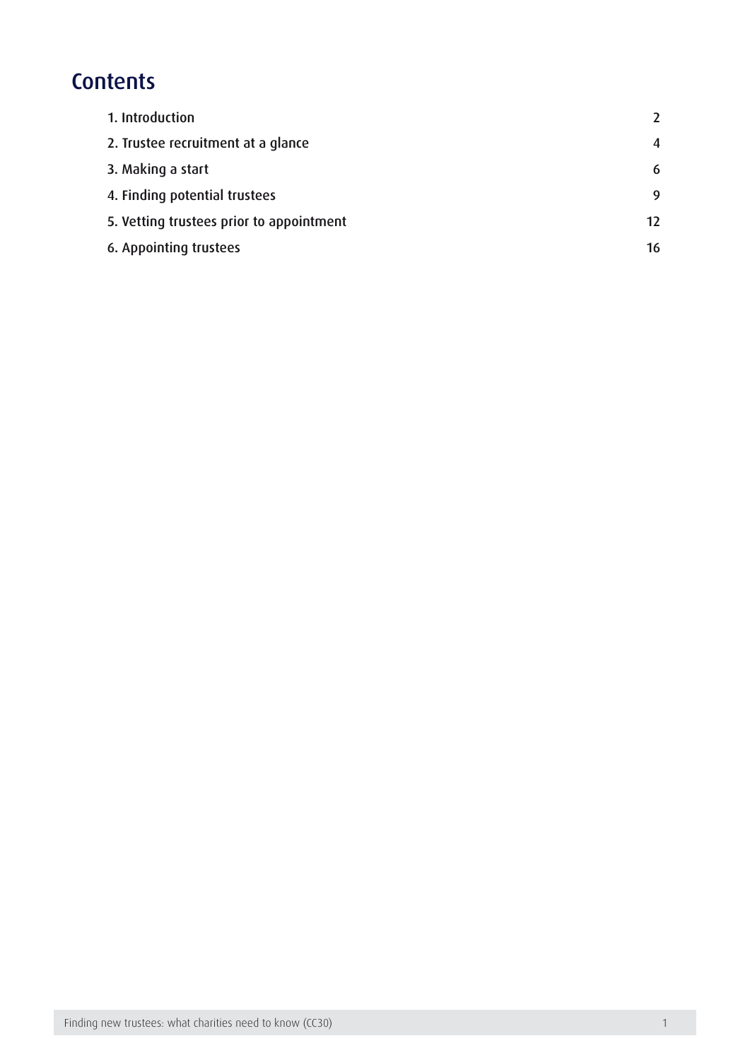# Contents

| | |
|---|---|
| 1. Introduction | 2 |
| 2. Trustee recruitment at a glance | 4 |
| 3. Making a start | 6 |
| 4. Finding potential trustees | 9 |
| 5. Vetting trustees prior to appointment | 12 |
| 6. Appointing trustees | 16 |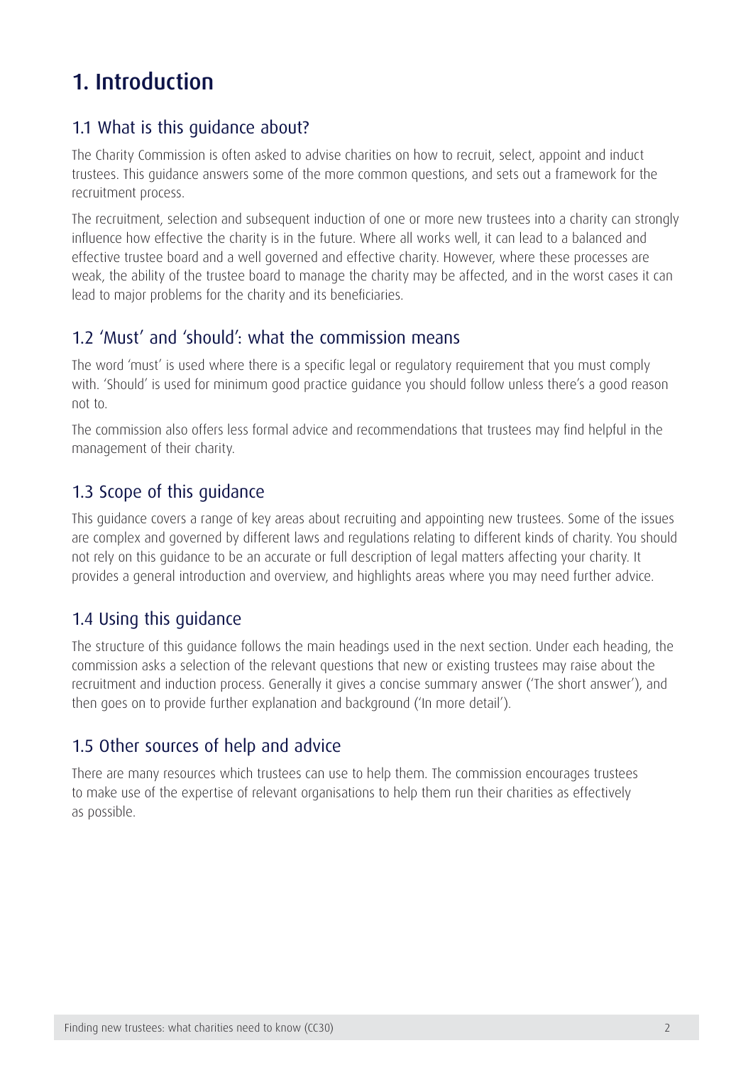# 1. Introduction

## 1.1 What is this guidance about?

The Charity Commission is often asked to advise charities on how to recruit, select, appoint and induct trustees. This guidance answers some of the more common questions, and sets out a framework for the recruitment process.

The recruitment, selection and subsequent induction of one or more new trustees into a charity can strongly influence how effective the charity is in the future. Where all works well, it can lead to a balanced and effective trustee board and a well governed and effective charity. However, where these processes are weak, the ability of the trustee board to manage the charity may be affected, and in the worst cases it can lead to major problems for the charity and its beneficiaries.

## 1.2 'Must' and 'should': what the commission means

The word 'must' is used where there is a specific legal or regulatory requirement that you must comply with. 'Should' is used for minimum good practice guidance you should follow unless there's a good reason not to.

The commission also offers less formal advice and recommendations that trustees may find helpful in the management of their charity.

## 1.3 Scope of this guidance

This guidance covers a range of key areas about recruiting and appointing new trustees. Some of the issues are complex and governed by different laws and regulations relating to different kinds of charity. You should not rely on this guidance to be an accurate or full description of legal matters affecting your charity. It provides a general introduction and overview, and highlights areas where you may need further advice.

## 1.4 Using this guidance

The structure of this guidance follows the main headings used in the next section. Under each heading, the commission asks a selection of the relevant questions that new or existing trustees may raise about the recruitment and induction process. Generally it gives a concise summary answer ('The short answer'), and then goes on to provide further explanation and background ('In more detail').

## 1.5 Other sources of help and advice

There are many resources which trustees can use to help them. The commission encourages trustees to make use of the expertise of relevant organisations to help them run their charities as effectively as possible.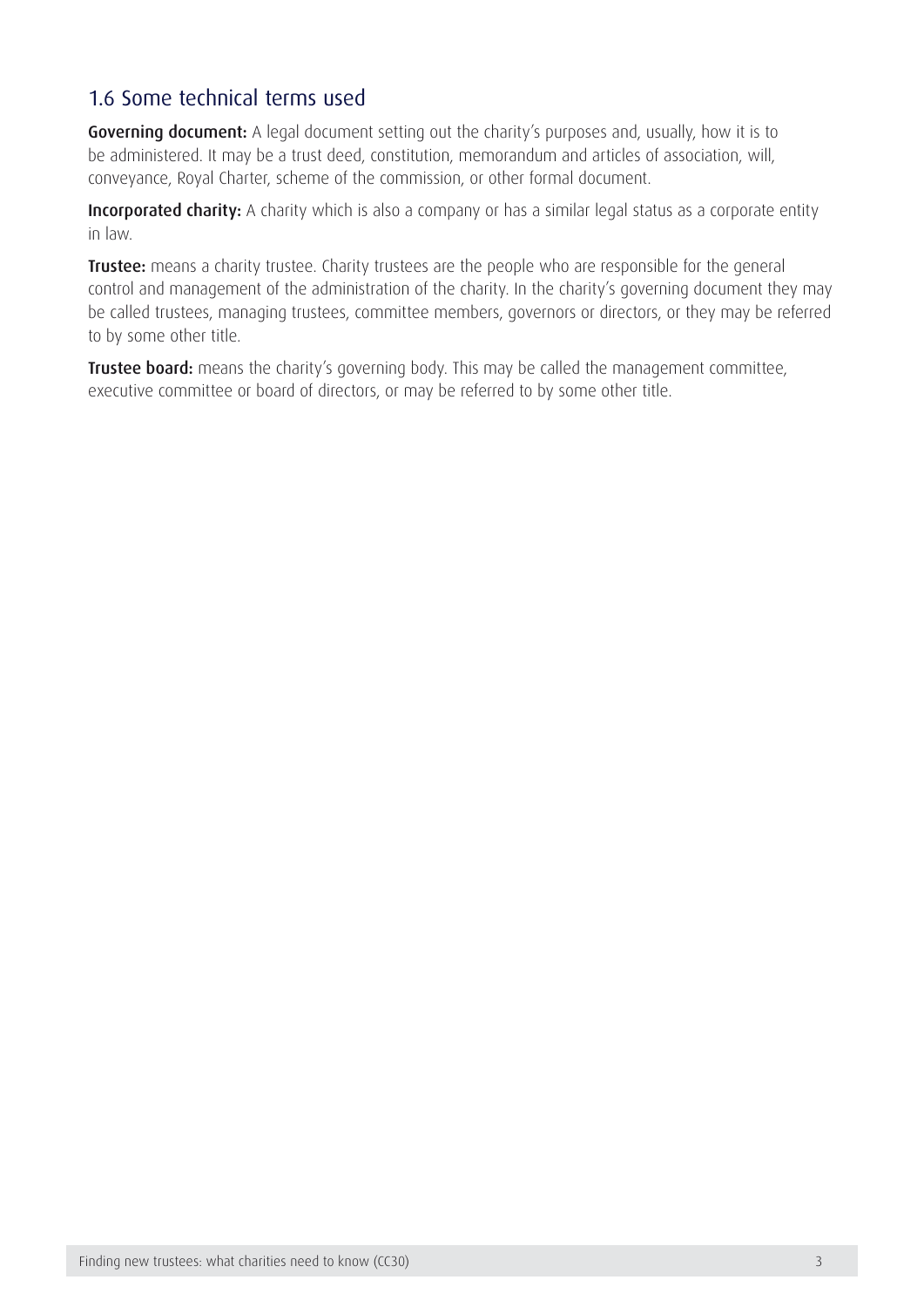## 1.6 Some technical terms used

**Governing document:** A legal document setting out the charity's purposes and, usually, how it is to be administered. It may be a trust deed, constitution, memorandum and articles of association, will, conveyance, Royal Charter, scheme of the commission, or other formal document.

**Incorporated charity:** A charity which is also a company or has a similar legal status as a corporate entity in law.

**Trustee:** means a charity trustee. Charity trustees are the people who are responsible for the general control and management of the administration of the charity. In the charity's governing document they may be called trustees, managing trustees, committee members, governors or directors, or they may be referred to by some other title.

**Trustee board:** means the charity's governing body. This may be called the management committee, executive committee or board of directors, or may be referred to by some other title.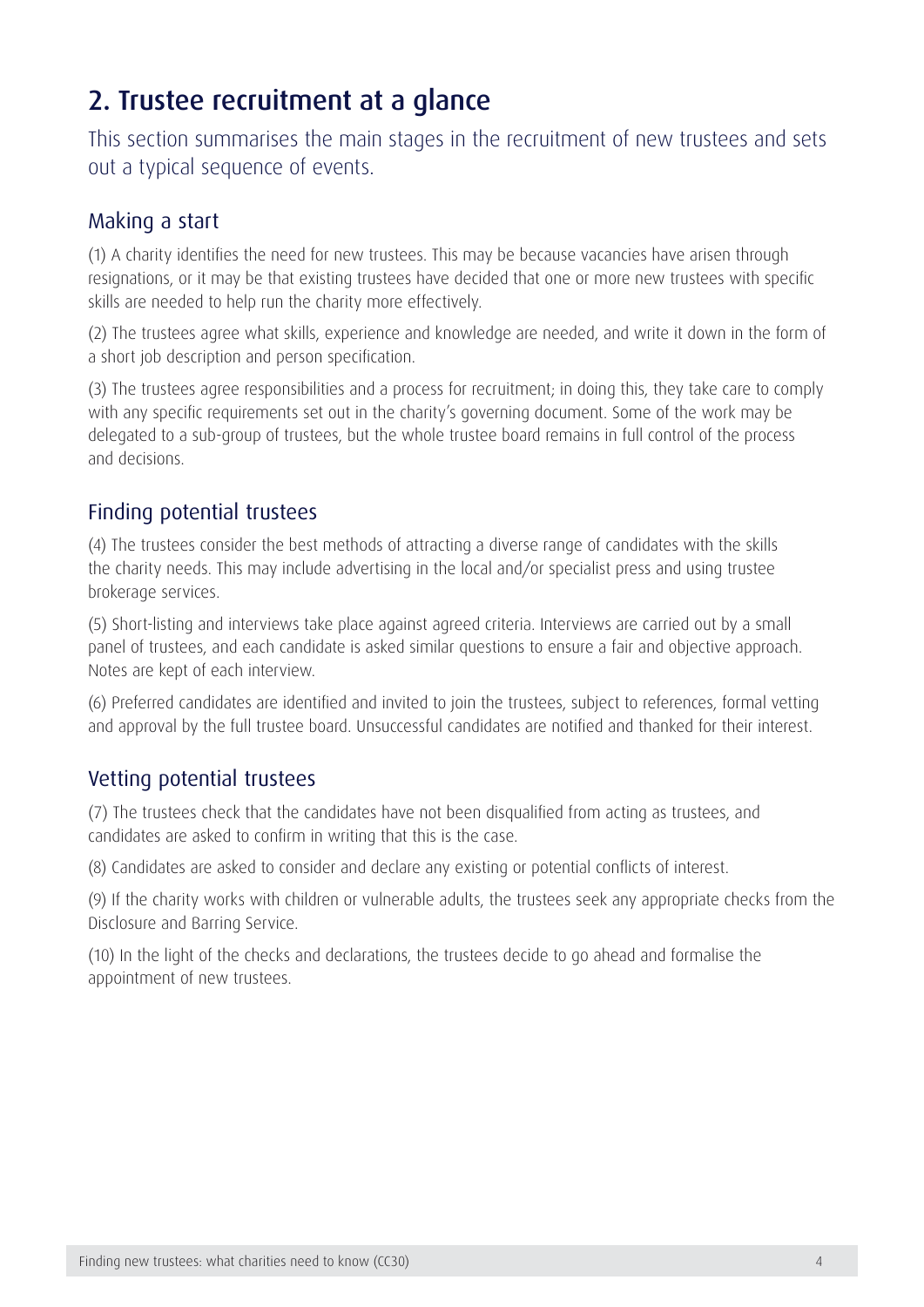## 2. Trustee recruitment at a glance

This section summarises the main stages in the recruitment of new trustees and sets out a typical sequence of events.

### Making a start

(1) A charity identifies the need for new trustees. This may be because vacancies have arisen through resignations, or it may be that existing trustees have decided that one or more new trustees with specific skills are needed to help run the charity more effectively.

(2) The trustees agree what skills, experience and knowledge are needed, and write it down in the form of a short job description and person specification.

(3) The trustees agree responsibilities and a process for recruitment; in doing this, they take care to comply with any specific requirements set out in the charity's governing document. Some of the work may be delegated to a sub-group of trustees, but the whole trustee board remains in full control of the process and decisions.

### Finding potential trustees

(4) The trustees consider the best methods of attracting a diverse range of candidates with the skills the charity needs. This may include advertising in the local and/or specialist press and using trustee brokerage services.

(5) Short-listing and interviews take place against agreed criteria. Interviews are carried out by a small panel of trustees, and each candidate is asked similar questions to ensure a fair and objective approach. Notes are kept of each interview.

(6) Preferred candidates are identified and invited to join the trustees, subject to references, formal vetting and approval by the full trustee board. Unsuccessful candidates are notified and thanked for their interest.

### Vetting potential trustees

(7) The trustees check that the candidates have not been disqualified from acting as trustees, and candidates are asked to confirm in writing that this is the case.

(8) Candidates are asked to consider and declare any existing or potential conflicts of interest.

(9) If the charity works with children or vulnerable adults, the trustees seek any appropriate checks from the Disclosure and Barring Service.

(10) In the light of the checks and declarations, the trustees decide to go ahead and formalise the appointment of new trustees.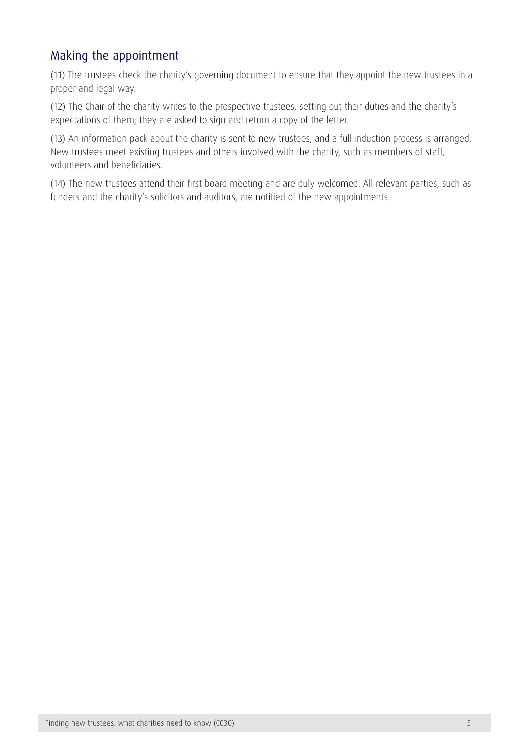## Making the appointment

(11) The trustees check the charity's governing document to ensure that they appoint the new trustees in a proper and legal way.

(12) The Chair of the charity writes to the prospective trustees, setting out their duties and the charity's expectations of them; they are asked to sign and return a copy of the letter.

(13) An information pack about the charity is sent to new trustees, and a full induction process is arranged. New trustees meet existing trustees and others involved with the charity, such as members of staff, volunteers and beneficiaries.

(14) The new trustees attend their first board meeting and are duly welcomed. All relevant parties, such as funders and the charity's solicitors and auditors, are notified of the new appointments.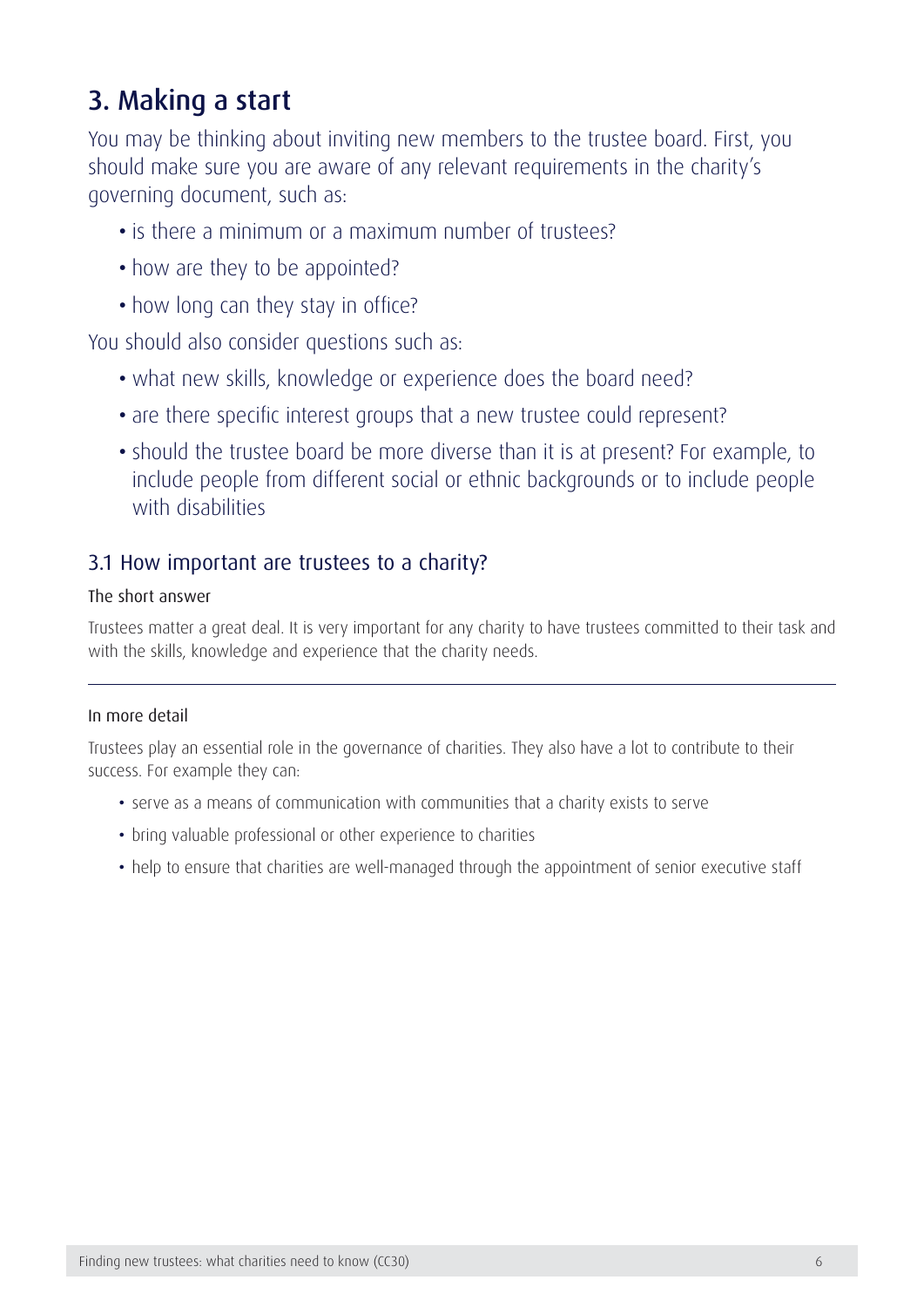## 3. Making a start

You may be thinking about inviting new members to the trustee board. First, you should make sure you are aware of any relevant requirements in the charity's governing document, such as:

- is there a minimum or a maximum number of trustees?
- how are they to be appointed?
- how long can they stay in office?

You should also consider questions such as:

- what new skills, knowledge or experience does the board need?
- are there specific interest groups that a new trustee could represent?
- should the trustee board be more diverse than it is at present? For example, to include people from different social or ethnic backgrounds or to include people with disabilities

### 3.1 How important are trustees to a charity?

#### The short answer

Trustees matter a great deal. It is very important for any charity to have trustees committed to their task and with the skills, knowledge and experience that the charity needs.

---

#### In more detail

Trustees play an essential role in the governance of charities. They also have a lot to contribute to their success. For example they can:

- serve as a means of communication with communities that a charity exists to serve
- bring valuable professional or other experience to charities
- help to ensure that charities are well-managed through the appointment of senior executive staff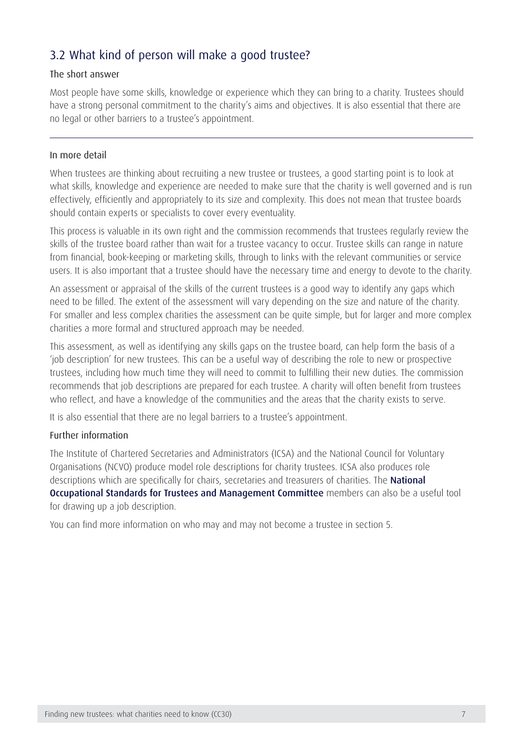## 3.2 What kind of person will make a good trustee?

### The short answer

Most people have some skills, knowledge or experience which they can bring to a charity. Trustees should have a strong personal commitment to the charity's aims and objectives. It is also essential that there are no legal or other barriers to a trustee's appointment.

---

### In more detail

When trustees are thinking about recruiting a new trustee or trustees, a good starting point is to look at what skills, knowledge and experience are needed to make sure that the charity is well governed and is run effectively, efficiently and appropriately to its size and complexity. This does not mean that trustee boards should contain experts or specialists to cover every eventuality.

This process is valuable in its own right and the commission recommends that trustees regularly review the skills of the trustee board rather than wait for a trustee vacancy to occur. Trustee skills can range in nature from financial, book-keeping or marketing skills, through to links with the relevant communities or service users. It is also important that a trustee should have the necessary time and energy to devote to the charity.

An assessment or appraisal of the skills of the current trustees is a good way to identify any gaps which need to be filled. The extent of the assessment will vary depending on the size and nature of the charity. For smaller and less complex charities the assessment can be quite simple, but for larger and more complex charities a more formal and structured approach may be needed.

This assessment, as well as identifying any skills gaps on the trustee board, can help form the basis of a 'job description' for new trustees. This can be a useful way of describing the role to new or prospective trustees, including how much time they will need to commit to fulfilling their new duties. The commission recommends that job descriptions are prepared for each trustee. A charity will often benefit from trustees who reflect, and have a knowledge of the communities and the areas that the charity exists to serve.

It is also essential that there are no legal barriers to a trustee's appointment.

### Further information

The Institute of Chartered Secretaries and Administrators (ICSA) and the National Council for Voluntary Organisations (NCVO) produce model role descriptions for charity trustees. ICSA also produces role descriptions which are specifically for chairs, secretaries and treasurers of charities. The **National Occupational Standards for Trustees and Management Committee** members can also be a useful tool for drawing up a job description.

You can find more information on who may and may not become a trustee in section 5.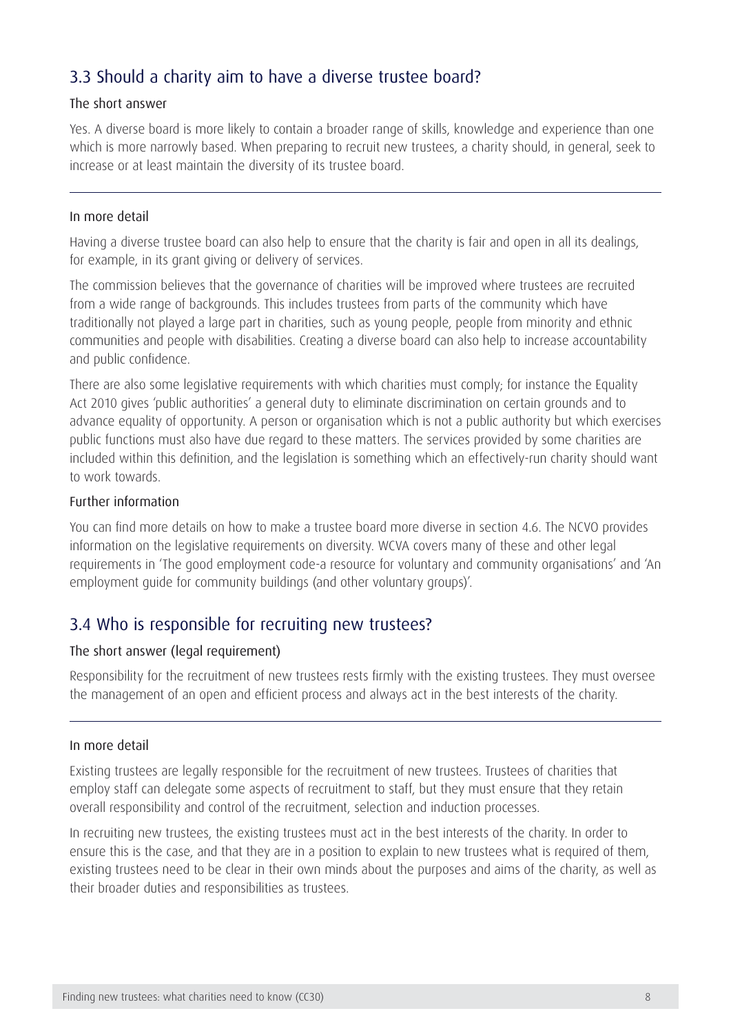## 3.3 Should a charity aim to have a diverse trustee board?

### The short answer

Yes. A diverse board is more likely to contain a broader range of skills, knowledge and experience than one which is more narrowly based. When preparing to recruit new trustees, a charity should, in general, seek to increase or at least maintain the diversity of its trustee board.

---

### In more detail

Having a diverse trustee board can also help to ensure that the charity is fair and open in all its dealings, for example, in its grant giving or delivery of services.

The commission believes that the governance of charities will be improved where trustees are recruited from a wide range of backgrounds. This includes trustees from parts of the community which have traditionally not played a large part in charities, such as young people, people from minority and ethnic communities and people with disabilities. Creating a diverse board can also help to increase accountability and public confidence.

There are also some legislative requirements with which charities must comply; for instance the Equality Act 2010 gives 'public authorities' a general duty to eliminate discrimination on certain grounds and to advance equality of opportunity. A person or organisation which is not a public authority but which exercises public functions must also have due regard to these matters. The services provided by some charities are included within this definition, and the legislation is something which an effectively-run charity should want to work towards.

### Further information

You can find more details on how to make a trustee board more diverse in section 4.6. The NCVO provides information on the legislative requirements on diversity. WCVA covers many of these and other legal requirements in 'The good employment code-a resource for voluntary and community organisations' and 'An employment guide for community buildings (and other voluntary groups)'.

## 3.4 Who is responsible for recruiting new trustees?

### The short answer (legal requirement)

Responsibility for the recruitment of new trustees rests firmly with the existing trustees. They must oversee the management of an open and efficient process and always act in the best interests of the charity.

---

### In more detail

Existing trustees are legally responsible for the recruitment of new trustees. Trustees of charities that employ staff can delegate some aspects of recruitment to staff, but they must ensure that they retain overall responsibility and control of the recruitment, selection and induction processes.

In recruiting new trustees, the existing trustees must act in the best interests of the charity. In order to ensure this is the case, and that they are in a position to explain to new trustees what is required of them, existing trustees need to be clear in their own minds about the purposes and aims of the charity, as well as their broader duties and responsibilities as trustees.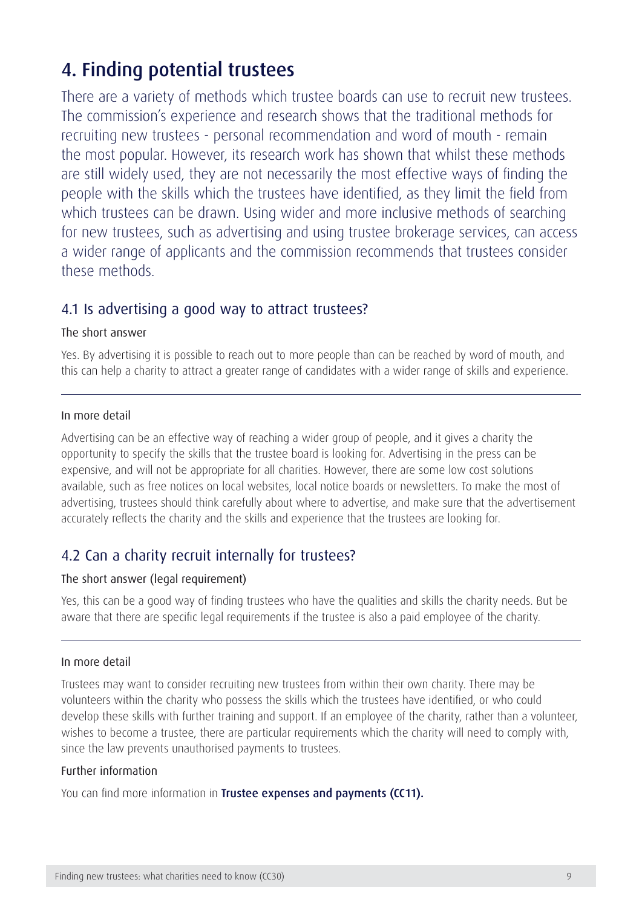# 4. Finding potential trustees

There are a variety of methods which trustee boards can use to recruit new trustees. The commission's experience and research shows that the traditional methods for recruiting new trustees - personal recommendation and word of mouth - remain the most popular. However, its research work has shown that whilst these methods are still widely used, they are not necessarily the most effective ways of finding the people with the skills which the trustees have identified, as they limit the field from which trustees can be drawn. Using wider and more inclusive methods of searching for new trustees, such as advertising and using trustee brokerage services, can access a wider range of applicants and the commission recommends that trustees consider these methods.

## 4.1 Is advertising a good way to attract trustees?

### The short answer

Yes. By advertising it is possible to reach out to more people than can be reached by word of mouth, and this can help a charity to attract a greater range of candidates with a wider range of skills and experience.

### In more detail

Advertising can be an effective way of reaching a wider group of people, and it gives a charity the opportunity to specify the skills that the trustee board is looking for. Advertising in the press can be expensive, and will not be appropriate for all charities. However, there are some low cost solutions available, such as free notices on local websites, local notice boards or newsletters. To make the most of advertising, trustees should think carefully about where to advertise, and make sure that the advertisement accurately reflects the charity and the skills and experience that the trustees are looking for.

## 4.2 Can a charity recruit internally for trustees?

### The short answer (legal requirement)

Yes, this can be a good way of finding trustees who have the qualities and skills the charity needs. But be aware that there are specific legal requirements if the trustee is also a paid employee of the charity.

### In more detail

Trustees may want to consider recruiting new trustees from within their own charity. There may be volunteers within the charity who possess the skills which the trustees have identified, or who could develop these skills with further training and support. If an employee of the charity, rather than a volunteer, wishes to become a trustee, there are particular requirements which the charity will need to comply with, since the law prevents unauthorised payments to trustees.

### Further information

You can find more information in **Trustee expenses and payments (CC11).**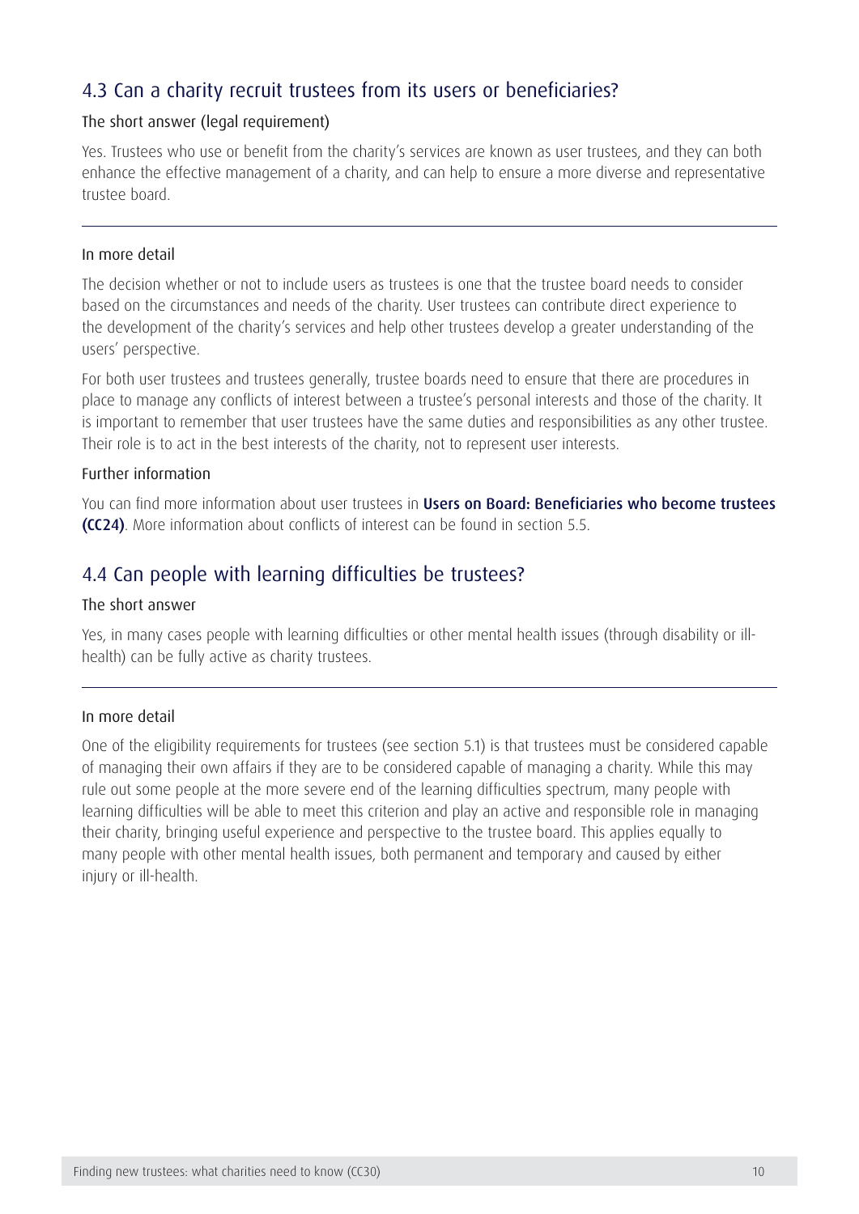## 4.3 Can a charity recruit trustees from its users or beneficiaries?

### The short answer (legal requirement)

Yes. Trustees who use or benefit from the charity's services are known as user trustees, and they can both enhance the effective management of a charity, and can help to ensure a more diverse and representative trustee board.

---

### In more detail

The decision whether or not to include users as trustees is one that the trustee board needs to consider based on the circumstances and needs of the charity. User trustees can contribute direct experience to the development of the charity's services and help other trustees develop a greater understanding of the users' perspective.

For both user trustees and trustees generally, trustee boards need to ensure that there are procedures in place to manage any conflicts of interest between a trustee's personal interests and those of the charity. It is important to remember that user trustees have the same duties and responsibilities as any other trustee. Their role is to act in the best interests of the charity, not to represent user interests.

### Further information

You can find more information about user trustees in **Users on Board: Beneficiaries who become trustees (CC24)**. More information about conflicts of interest can be found in section 5.5.

## 4.4 Can people with learning difficulties be trustees?

### The short answer

Yes, in many cases people with learning difficulties or other mental health issues (through disability or ill-health) can be fully active as charity trustees.

---

### In more detail

One of the eligibility requirements for trustees (see section 5.1) is that trustees must be considered capable of managing their own affairs if they are to be considered capable of managing a charity. While this may rule out some people at the more severe end of the learning difficulties spectrum, many people with learning difficulties will be able to meet this criterion and play an active and responsible role in managing their charity, bringing useful experience and perspective to the trustee board. This applies equally to many people with other mental health issues, both permanent and temporary and caused by either injury or ill-health.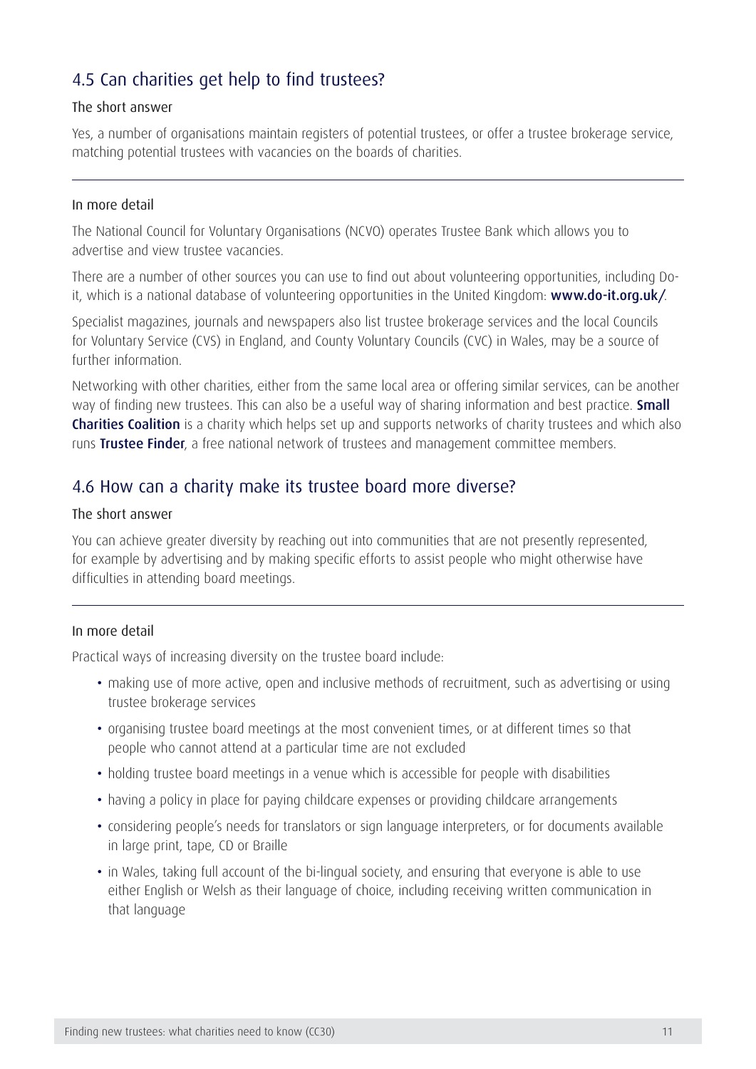## 4.5 Can charities get help to find trustees?

### The short answer

Yes, a number of organisations maintain registers of potential trustees, or offer a trustee brokerage service, matching potential trustees with vacancies on the boards of charities.

---

### In more detail

The National Council for Voluntary Organisations (NCVO) operates Trustee Bank which allows you to advertise and view trustee vacancies.

There are a number of other sources you can use to find out about volunteering opportunities, including Do-it, which is a national database of volunteering opportunities in the United Kingdom: **www.do-it.org.uk/**.

Specialist magazines, journals and newspapers also list trustee brokerage services and the local Councils for Voluntary Service (CVS) in England, and County Voluntary Councils (CVC) in Wales, may be a source of further information.

Networking with other charities, either from the same local area or offering similar services, can be another way of finding new trustees. This can also be a useful way of sharing information and best practice. **Small Charities Coalition** is a charity which helps set up and supports networks of charity trustees and which also runs **Trustee Finder**, a free national network of trustees and management committee members.

## 4.6 How can a charity make its trustee board more diverse?

### The short answer

You can achieve greater diversity by reaching out into communities that are not presently represented, for example by advertising and by making specific efforts to assist people who might otherwise have difficulties in attending board meetings.

---

### In more detail

Practical ways of increasing diversity on the trustee board include:

- making use of more active, open and inclusive methods of recruitment, such as advertising or using trustee brokerage services
- organising trustee board meetings at the most convenient times, or at different times so that people who cannot attend at a particular time are not excluded
- holding trustee board meetings in a venue which is accessible for people with disabilities
- having a policy in place for paying childcare expenses or providing childcare arrangements
- considering people's needs for translators or sign language interpreters, or for documents available in large print, tape, CD or Braille
- in Wales, taking full account of the bi-lingual society, and ensuring that everyone is able to use either English or Welsh as their language of choice, including receiving written communication in that language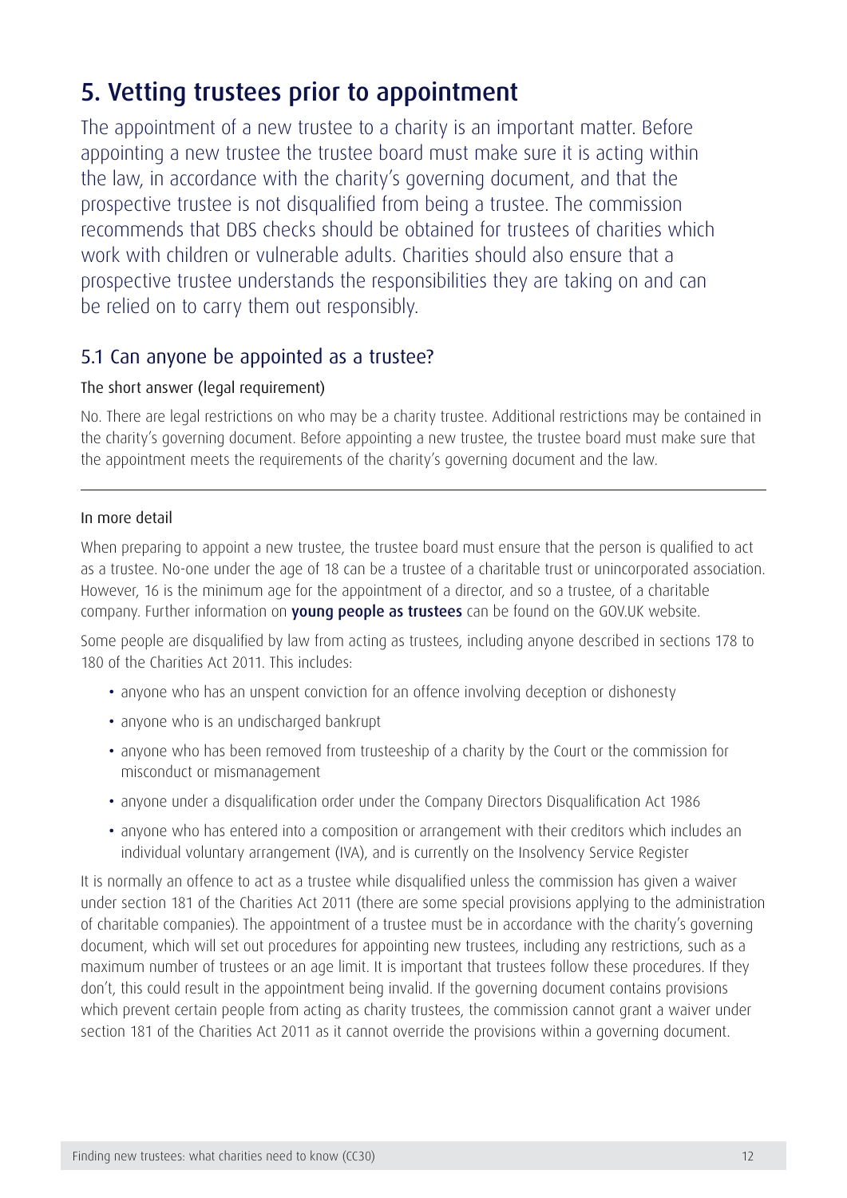## 5. Vetting trustees prior to appointment

The appointment of a new trustee to a charity is an important matter. Before appointing a new trustee the trustee board must make sure it is acting within the law, in accordance with the charity's governing document, and that the prospective trustee is not disqualified from being a trustee. The commission recommends that DBS checks should be obtained for trustees of charities which work with children or vulnerable adults. Charities should also ensure that a prospective trustee understands the responsibilities they are taking on and can be relied on to carry them out responsibly.

### 5.1 Can anyone be appointed as a trustee?

#### The short answer (legal requirement)

No. There are legal restrictions on who may be a charity trustee. Additional restrictions may be contained in the charity's governing document. Before appointing a new trustee, the trustee board must make sure that the appointment meets the requirements of the charity's governing document and the law.

---

#### In more detail

When preparing to appoint a new trustee, the trustee board must ensure that the person is qualified to act as a trustee. No-one under the age of 18 can be a trustee of a charitable trust or unincorporated association. However, 16 is the minimum age for the appointment of a director, and so a trustee, of a charitable company. Further information on **young people as trustees** can be found on the GOV.UK website.

Some people are disqualified by law from acting as trustees, including anyone described in sections 178 to 180 of the Charities Act 2011. This includes:

- anyone who has an unspent conviction for an offence involving deception or dishonesty
- anyone who is an undischarged bankrupt
- anyone who has been removed from trusteeship of a charity by the Court or the commission for misconduct or mismanagement
- anyone under a disqualification order under the Company Directors Disqualification Act 1986
- anyone who has entered into a composition or arrangement with their creditors which includes an individual voluntary arrangement (IVA), and is currently on the Insolvency Service Register

It is normally an offence to act as a trustee while disqualified unless the commission has given a waiver under section 181 of the Charities Act 2011 (there are some special provisions applying to the administration of charitable companies). The appointment of a trustee must be in accordance with the charity's governing document, which will set out procedures for appointing new trustees, including any restrictions, such as a maximum number of trustees or an age limit. It is important that trustees follow these procedures. If they don't, this could result in the appointment being invalid. If the governing document contains provisions which prevent certain people from acting as charity trustees, the commission cannot grant a waiver under section 181 of the Charities Act 2011 as it cannot override the provisions within a governing document.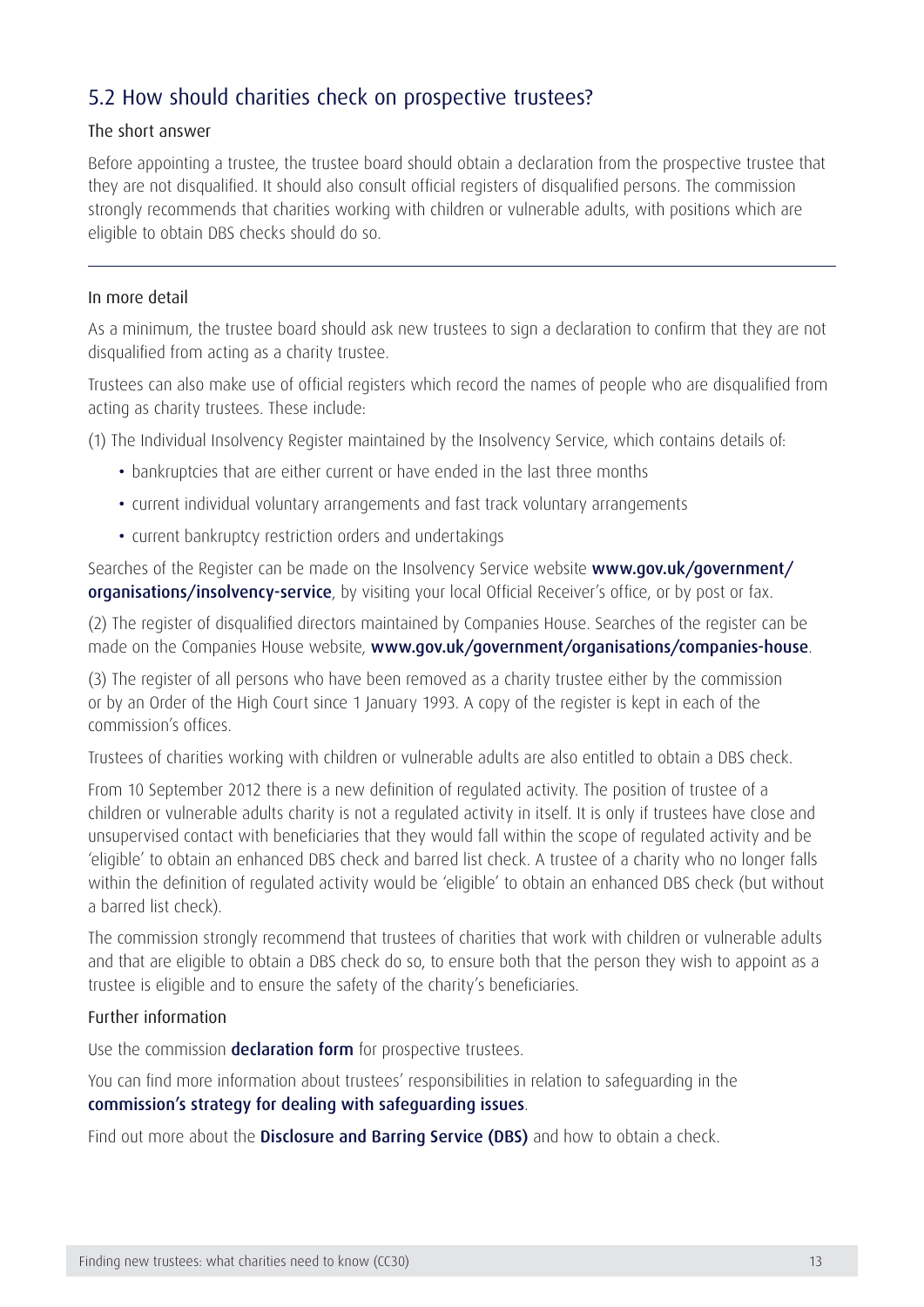## 5.2 How should charities check on prospective trustees?

### The short answer

Before appointing a trustee, the trustee board should obtain a declaration from the prospective trustee that they are not disqualified. It should also consult official registers of disqualified persons. The commission strongly recommends that charities working with children or vulnerable adults, with positions which are eligible to obtain DBS checks should do so.

---

### In more detail

As a minimum, the trustee board should ask new trustees to sign a declaration to confirm that they are not disqualified from acting as a charity trustee.

Trustees can also make use of official registers which record the names of people who are disqualified from acting as charity trustees. These include:

(1) The Individual Insolvency Register maintained by the Insolvency Service, which contains details of:

- bankruptcies that are either current or have ended in the last three months
- current individual voluntary arrangements and fast track voluntary arrangements
- current bankruptcy restriction orders and undertakings

Searches of the Register can be made on the Insolvency Service website **www.gov.uk/government/organisations/insolvency-service**, by visiting your local Official Receiver's office, or by post or fax.

(2) The register of disqualified directors maintained by Companies House. Searches of the register can be made on the Companies House website, **www.gov.uk/government/organisations/companies-house**.

(3) The register of all persons who have been removed as a charity trustee either by the commission or by an Order of the High Court since 1 January 1993. A copy of the register is kept in each of the commission's offices.

Trustees of charities working with children or vulnerable adults are also entitled to obtain a DBS check.

From 10 September 2012 there is a new definition of regulated activity. The position of trustee of a children or vulnerable adults charity is not a regulated activity in itself. It is only if trustees have close and unsupervised contact with beneficiaries that they would fall within the scope of regulated activity and be 'eligible' to obtain an enhanced DBS check and barred list check. A trustee of a charity who no longer falls within the definition of regulated activity would be 'eligible' to obtain an enhanced DBS check (but without a barred list check).

The commission strongly recommend that trustees of charities that work with children or vulnerable adults and that are eligible to obtain a DBS check do so, to ensure both that the person they wish to appoint as a trustee is eligible and to ensure the safety of the charity's beneficiaries.

### Further information

Use the commission **declaration form** for prospective trustees.

You can find more information about trustees' responsibilities in relation to safeguarding in the **commission's strategy for dealing with safeguarding issues**.

Find out more about the **Disclosure and Barring Service (DBS)** and how to obtain a check.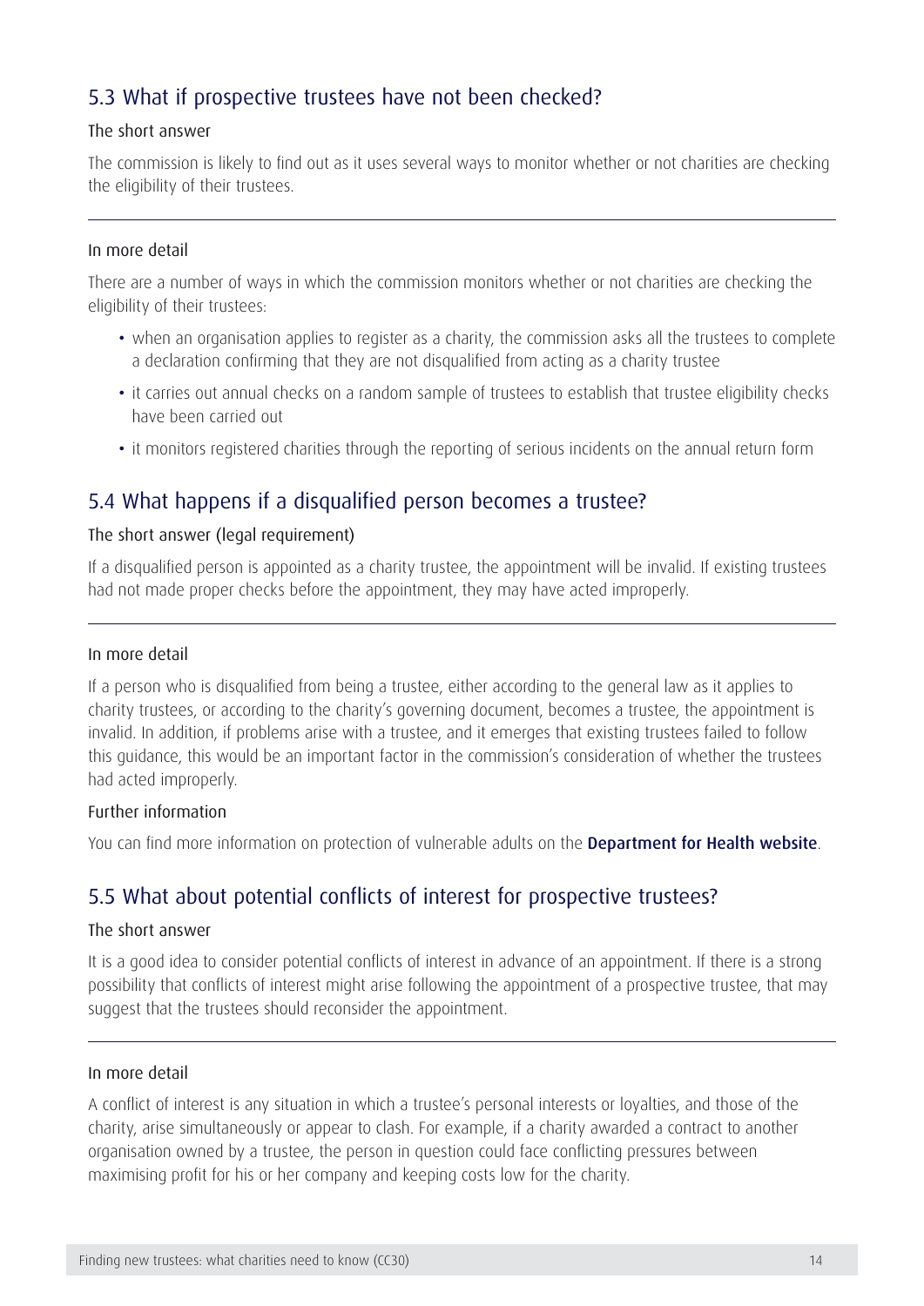## 5.3 What if prospective trustees have not been checked?

### The short answer

The commission is likely to find out as it uses several ways to monitor whether or not charities are checking the eligibility of their trustees.

---

### In more detail

There are a number of ways in which the commission monitors whether or not charities are checking the eligibility of their trustees:

- when an organisation applies to register as a charity, the commission asks all the trustees to complete a declaration confirming that they are not disqualified from acting as a charity trustee
- it carries out annual checks on a random sample of trustees to establish that trustee eligibility checks have been carried out
- it monitors registered charities through the reporting of serious incidents on the annual return form

## 5.4 What happens if a disqualified person becomes a trustee?

### The short answer (legal requirement)

If a disqualified person is appointed as a charity trustee, the appointment will be invalid. If existing trustees had not made proper checks before the appointment, they may have acted improperly.

---

### In more detail

If a person who is disqualified from being a trustee, either according to the general law as it applies to charity trustees, or according to the charity's governing document, becomes a trustee, the appointment is invalid. In addition, if problems arise with a trustee, and it emerges that existing trustees failed to follow this guidance, this would be an important factor in the commission's consideration of whether the trustees had acted improperly.

### Further information

You can find more information on protection of vulnerable adults on the **Department for Health website**.

## 5.5 What about potential conflicts of interest for prospective trustees?

### The short answer

It is a good idea to consider potential conflicts of interest in advance of an appointment. If there is a strong possibility that conflicts of interest might arise following the appointment of a prospective trustee, that may suggest that the trustees should reconsider the appointment.

---

### In more detail

A conflict of interest is any situation in which a trustee's personal interests or loyalties, and those of the charity, arise simultaneously or appear to clash. For example, if a charity awarded a contract to another organisation owned by a trustee, the person in question could face conflicting pressures between maximising profit for his or her company and keeping costs low for the charity.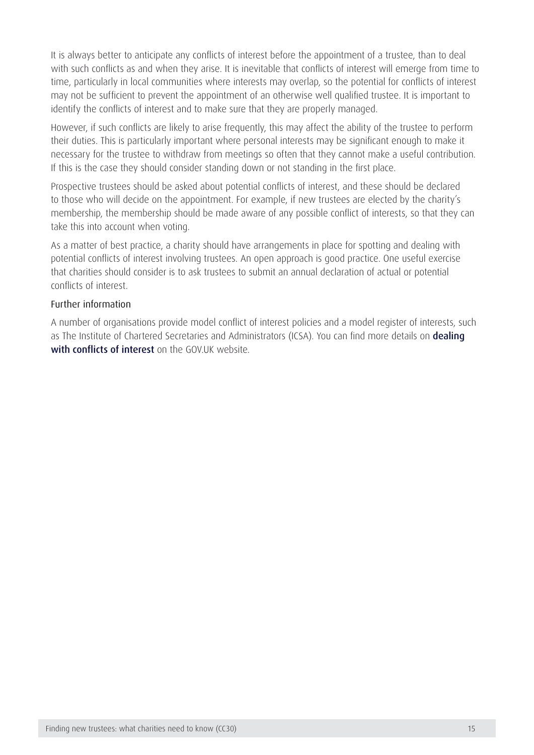It is always better to anticipate any conflicts of interest before the appointment of a trustee, than to deal with such conflicts as and when they arise. It is inevitable that conflicts of interest will emerge from time to time, particularly in local communities where interests may overlap, so the potential for conflicts of interest may not be sufficient to prevent the appointment of an otherwise well qualified trustee. It is important to identify the conflicts of interest and to make sure that they are properly managed.

However, if such conflicts are likely to arise frequently, this may affect the ability of the trustee to perform their duties. This is particularly important where personal interests may be significant enough to make it necessary for the trustee to withdraw from meetings so often that they cannot make a useful contribution. If this is the case they should consider standing down or not standing in the first place.

Prospective trustees should be asked about potential conflicts of interest, and these should be declared to those who will decide on the appointment. For example, if new trustees are elected by the charity's membership, the membership should be made aware of any possible conflict of interests, so that they can take this into account when voting.

As a matter of best practice, a charity should have arrangements in place for spotting and dealing with potential conflicts of interest involving trustees. An open approach is good practice. One useful exercise that charities should consider is to ask trustees to submit an annual declaration of actual or potential conflicts of interest.

### Further information

A number of organisations provide model conflict of interest policies and a model register of interests, such as The Institute of Chartered Secretaries and Administrators (ICSA). You can find more details on **dealing with conflicts of interest** on the GOV.UK website.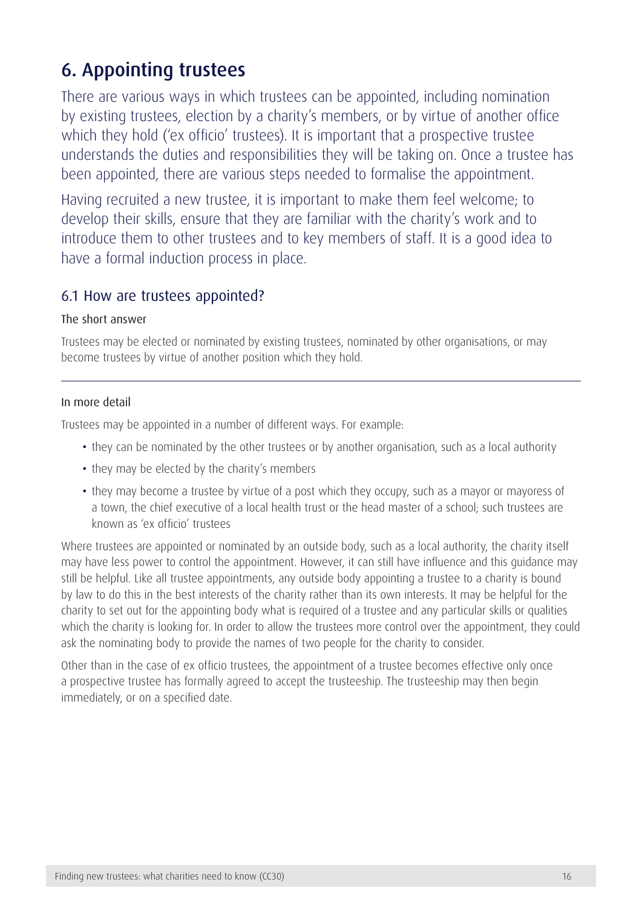# 6. Appointing trustees

There are various ways in which trustees can be appointed, including nomination by existing trustees, election by a charity's members, or by virtue of another office which they hold ('ex officio' trustees). It is important that a prospective trustee understands the duties and responsibilities they will be taking on. Once a trustee has been appointed, there are various steps needed to formalise the appointment.

Having recruited a new trustee, it is important to make them feel welcome; to develop their skills, ensure that they are familiar with the charity's work and to introduce them to other trustees and to key members of staff. It is a good idea to have a formal induction process in place.

## 6.1 How are trustees appointed?

### The short answer

Trustees may be elected or nominated by existing trustees, nominated by other organisations, or may become trustees by virtue of another position which they hold.

---

### In more detail

Trustees may be appointed in a number of different ways. For example:

- they can be nominated by the other trustees or by another organisation, such as a local authority
- they may be elected by the charity's members
- they may become a trustee by virtue of a post which they occupy, such as a mayor or mayoress of a town, the chief executive of a local health trust or the head master of a school; such trustees are known as 'ex officio' trustees

Where trustees are appointed or nominated by an outside body, such as a local authority, the charity itself may have less power to control the appointment. However, it can still have influence and this guidance may still be helpful. Like all trustee appointments, any outside body appointing a trustee to a charity is bound by law to do this in the best interests of the charity rather than its own interests. It may be helpful for the charity to set out for the appointing body what is required of a trustee and any particular skills or qualities which the charity is looking for. In order to allow the trustees more control over the appointment, they could ask the nominating body to provide the names of two people for the charity to consider.

Other than in the case of ex officio trustees, the appointment of a trustee becomes effective only once a prospective trustee has formally agreed to accept the trusteeship. The trusteeship may then begin immediately, or on a specified date.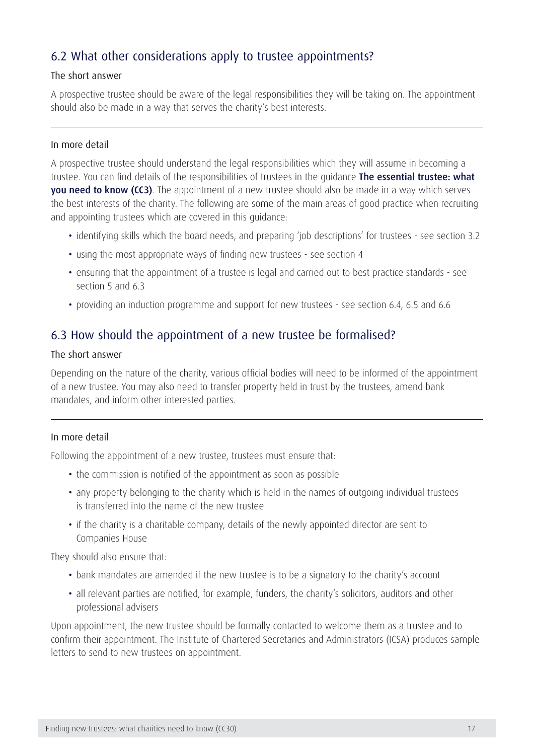## 6.2 What other considerations apply to trustee appointments?

### The short answer

A prospective trustee should be aware of the legal responsibilities they will be taking on. The appointment should also be made in a way that serves the charity's best interests.

---

### In more detail

A prospective trustee should understand the legal responsibilities which they will assume in becoming a trustee. You can find details of the responsibilities of trustees in the guidance **The essential trustee: what you need to know (CC3)**. The appointment of a new trustee should also be made in a way which serves the best interests of the charity. The following are some of the main areas of good practice when recruiting and appointing trustees which are covered in this guidance:

- identifying skills which the board needs, and preparing 'job descriptions' for trustees - see section 3.2
- using the most appropriate ways of finding new trustees - see section 4
- ensuring that the appointment of a trustee is legal and carried out to best practice standards - see section 5 and 6.3
- providing an induction programme and support for new trustees - see section 6.4, 6.5 and 6.6

## 6.3 How should the appointment of a new trustee be formalised?

### The short answer

Depending on the nature of the charity, various official bodies will need to be informed of the appointment of a new trustee. You may also need to transfer property held in trust by the trustees, amend bank mandates, and inform other interested parties.

---

### In more detail

Following the appointment of a new trustee, trustees must ensure that:

- the commission is notified of the appointment as soon as possible
- any property belonging to the charity which is held in the names of outgoing individual trustees is transferred into the name of the new trustee
- if the charity is a charitable company, details of the newly appointed director are sent to Companies House

They should also ensure that:

- bank mandates are amended if the new trustee is to be a signatory to the charity's account
- all relevant parties are notified, for example, funders, the charity's solicitors, auditors and other professional advisers

Upon appointment, the new trustee should be formally contacted to welcome them as a trustee and to confirm their appointment. The Institute of Chartered Secretaries and Administrators (ICSA) produces sample letters to send to new trustees on appointment.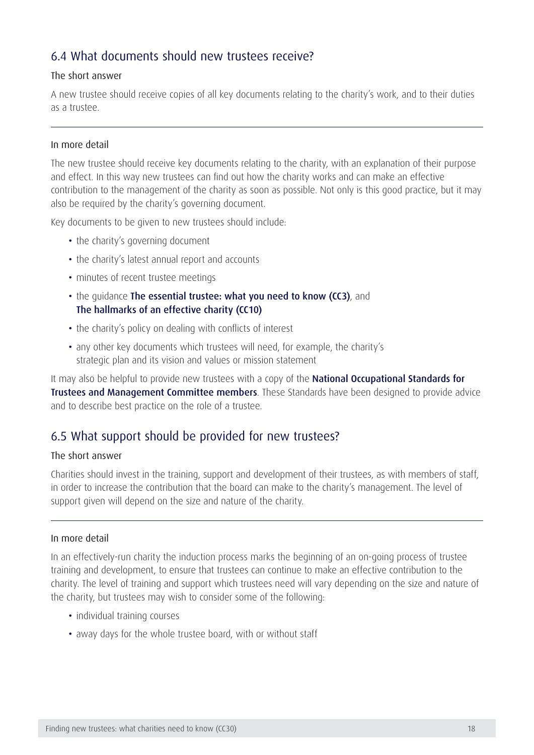## 6.4 What documents should new trustees receive?

### The short answer

A new trustee should receive copies of all key documents relating to the charity's work, and to their duties as a trustee.

---

### In more detail

The new trustee should receive key documents relating to the charity, with an explanation of their purpose and effect. In this way new trustees can find out how the charity works and can make an effective contribution to the management of the charity as soon as possible. Not only is this good practice, but it may also be required by the charity's governing document.

Key documents to be given to new trustees should include:

- the charity's governing document
- the charity's latest annual report and accounts
- minutes of recent trustee meetings
- the guidance **The essential trustee: what you need to know (CC3)**, and **The hallmarks of an effective charity (CC10)**
- the charity's policy on dealing with conflicts of interest
- any other key documents which trustees will need, for example, the charity's strategic plan and its vision and values or mission statement

It may also be helpful to provide new trustees with a copy of the **National Occupational Standards for Trustees and Management Committee members**. These Standards have been designed to provide advice and to describe best practice on the role of a trustee.

## 6.5 What support should be provided for new trustees?

### The short answer

Charities should invest in the training, support and development of their trustees, as with members of staff, in order to increase the contribution that the board can make to the charity's management. The level of support given will depend on the size and nature of the charity.

---

### In more detail

In an effectively-run charity the induction process marks the beginning of an on-going process of trustee training and development, to ensure that trustees can continue to make an effective contribution to the charity. The level of training and support which trustees need will vary depending on the size and nature of the charity, but trustees may wish to consider some of the following:

- individual training courses
- away days for the whole trustee board, with or without staff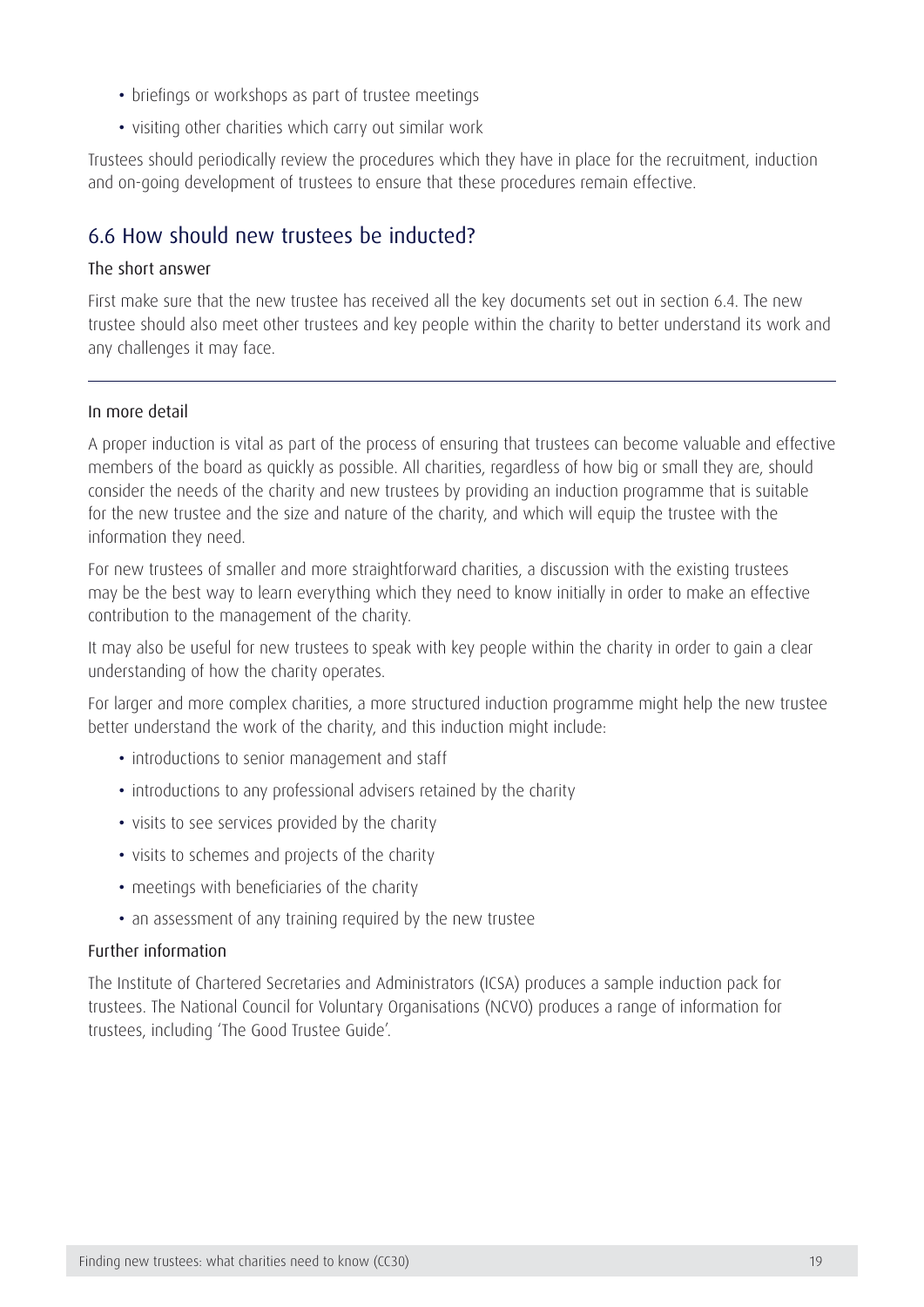- briefings or workshops as part of trustee meetings
- visiting other charities which carry out similar work

Trustees should periodically review the procedures which they have in place for the recruitment, induction and on-going development of trustees to ensure that these procedures remain effective.

## 6.6 How should new trustees be inducted?

### The short answer

First make sure that the new trustee has received all the key documents set out in section 6.4. The new trustee should also meet other trustees and key people within the charity to better understand its work and any challenges it may face.

---

### In more detail

A proper induction is vital as part of the process of ensuring that trustees can become valuable and effective members of the board as quickly as possible. All charities, regardless of how big or small they are, should consider the needs of the charity and new trustees by providing an induction programme that is suitable for the new trustee and the size and nature of the charity, and which will equip the trustee with the information they need.

For new trustees of smaller and more straightforward charities, a discussion with the existing trustees may be the best way to learn everything which they need to know initially in order to make an effective contribution to the management of the charity.

It may also be useful for new trustees to speak with key people within the charity in order to gain a clear understanding of how the charity operates.

For larger and more complex charities, a more structured induction programme might help the new trustee better understand the work of the charity, and this induction might include:

- introductions to senior management and staff
- introductions to any professional advisers retained by the charity
- visits to see services provided by the charity
- visits to schemes and projects of the charity
- meetings with beneficiaries of the charity
- an assessment of any training required by the new trustee

### Further information

The Institute of Chartered Secretaries and Administrators (ICSA) produces a sample induction pack for trustees. The National Council for Voluntary Organisations (NCVO) produces a range of information for trustees, including 'The Good Trustee Guide'.